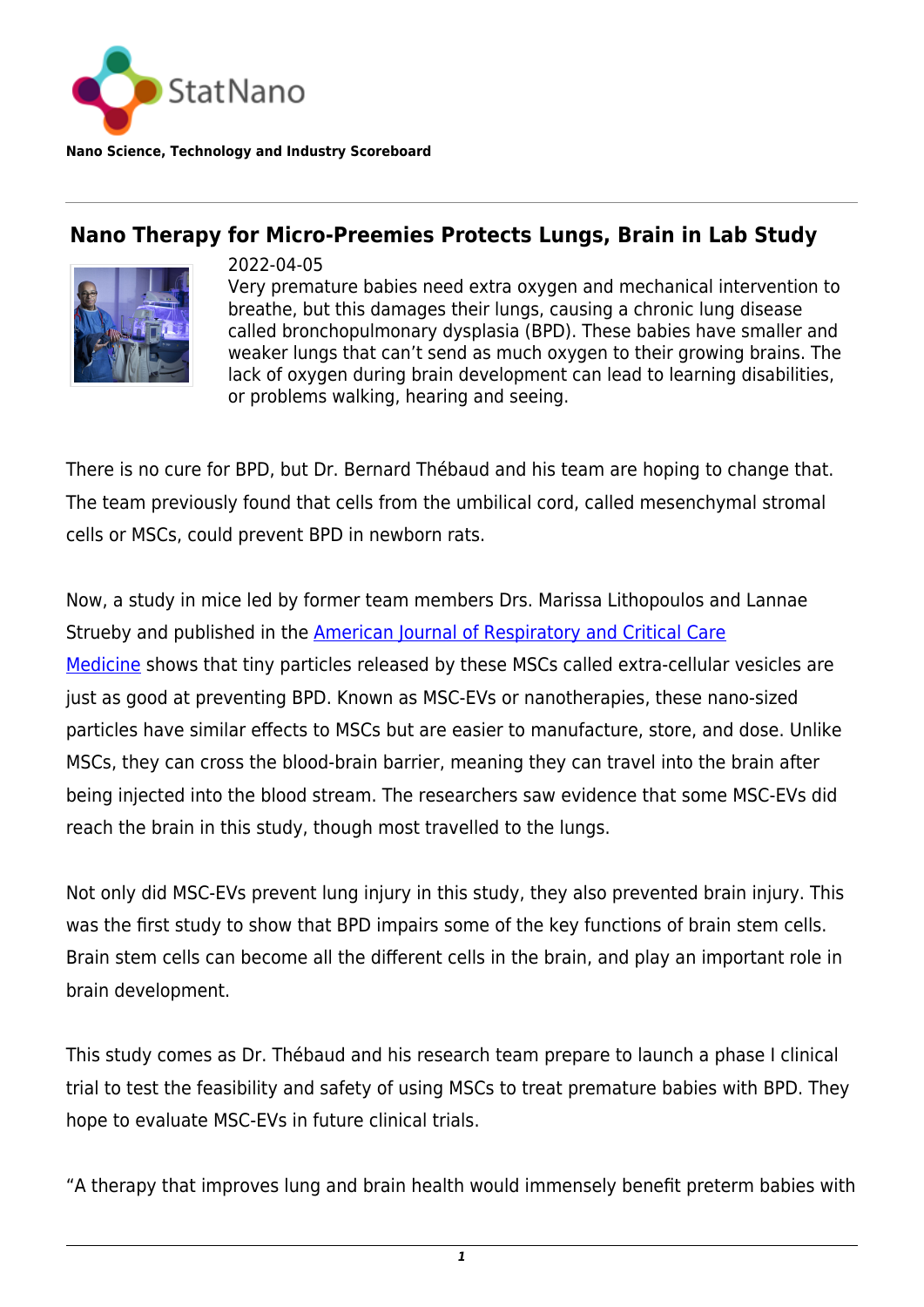StatNano

**Nano Science, Technology and Industry Scoreboard**

## Nano Therapy for Micro-Preemies Protects Lungs, Brain in Lab Study

2022-04-05

Very premature babies need extra oxygen and mechanical intervention to breathe, but this damages their lungs, causing a chronic lung disease called bronchopulmonary dysplasia (BPD). These babies have smaller and weaker lungs that can't send as much oxygen to their growing brains. The lack of oxygen during brain development can lead to learning disabilities, or problems walking, hearing and seeing.

There is no cure for BPD, but Dr. Bernard Thébaud and his team are hoping to change that. The team previously found that cells from the umbilical cord, called mesenchymal stromal cells or MSCs, could prevent BPD in newborn rats.

Now, a study in mice led by former team members Drs. Marissa Lithopoulos and Lannae Strueby and published in the American Journal of Respiratory and Critical Care Medicine shows that tiny particles released by these MSCs called extra-cellular vesicles are just as good at preventing BPD. Known as MSC-EVs or nanotherapies, these nano-sized particles have similar effects to MSCs but are easier to manufacture, store, and dose. Unlike MSCs, they can cross the blood-brain barrier, meaning they can travel into the brain after being injected into the blood stream. The researchers saw evidence that some MSC-EVs did reach the brain in this study, though most travelled to the lungs.

Not only did MSC-EVs prevent lung injury in this study, they also prevented brain injury. This was the first study to show that BPD impairs some of the key functions of brain stem cells. Brain stem cells can become all the different cells in the brain, and play an important role in brain development.

This study comes as Dr. Thébaud and his research team prepare to launch a phase I clinical trial to test the feasibility and safety of using MSCs to treat premature babies with BPD. They hope to evaluate MSC-EVs in future clinical trials.

"A therapy that improves lung and brain health would immensely benefit preterm babies with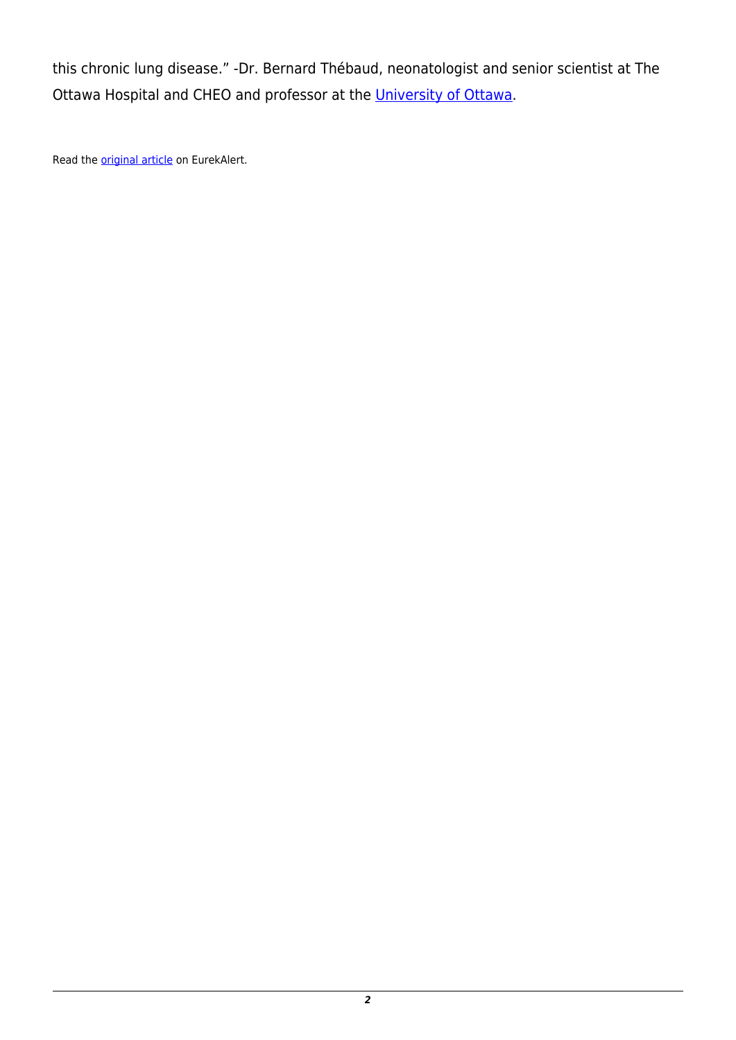this chronic lung disease." -Dr. Bernard Thébaud, neonatologist and senior scientist at The Ottawa Hospital and CHEO and professor at the University of Ottawa.

Read the original article on EurekAlert.